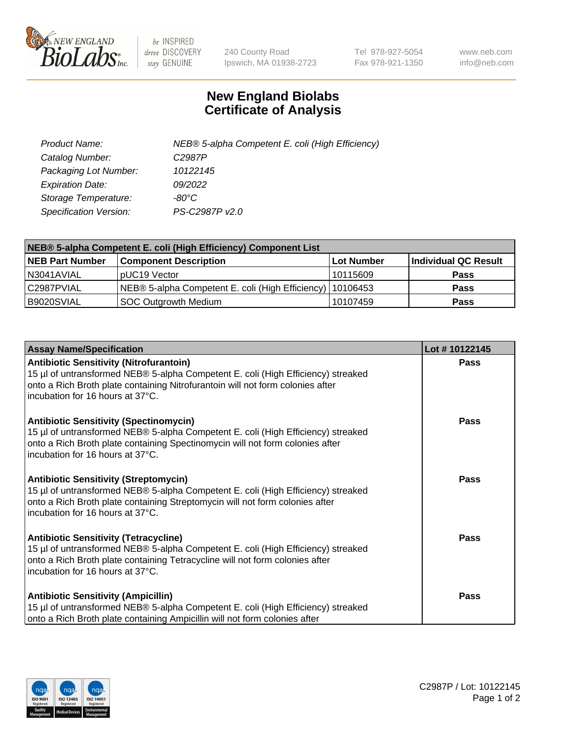New England Biolabs — be INSPIRED drive DISCOVERY stay GENUINE — 240 County Road, Ipswich, MA 01938-2723 — Tel 978-927-5054, Fax 978-921-1350 — www.neb.com, info@neb.com

# New England Biolabs Certificate of Analysis

| | |
|---|---|
| *Product Name:* | *NEB® 5-alpha Competent E. coli (High Efficiency)* |
| *Catalog Number:* | *C2987P* |
| *Packaging Lot Number:* | *10122145* |
| *Expiration Date:* | *09/2022* |
| *Storage Temperature:* | *-80°C* |
| *Specification Version:* | *PS-C2987P v2.0* |

**NEB® 5-alpha Competent E. coli (High Efficiency) Component List**

| NEB Part Number | Component Description | Lot Number | Individual QC Result |
|---|---|---|---|
| N3041AVIAL | pUC19 Vector | 10115609 | **Pass** |
| C2987PVIAL | NEB® 5-alpha Competent E. coli (High Efficiency) | 10106453 | **Pass** |
| B9020SVIAL | SOC Outgrowth Medium | 10107459 | **Pass** |

| Assay Name/Specification | Lot # 10122145 |
|---|---|
| **Antibiotic Sensitivity (Nitrofurantoin)**<br>15 µl of untransformed NEB® 5-alpha Competent E. coli (High Efficiency) streaked onto a Rich Broth plate containing Nitrofurantoin will not form colonies after incubation for 16 hours at 37°C. | **Pass** |
| **Antibiotic Sensitivity (Spectinomycin)**<br>15 µl of untransformed NEB® 5-alpha Competent E. coli (High Efficiency) streaked onto a Rich Broth plate containing Spectinomycin will not form colonies after incubation for 16 hours at 37°C. | **Pass** |
| **Antibiotic Sensitivity (Streptomycin)**<br>15 µl of untransformed NEB® 5-alpha Competent E. coli (High Efficiency) streaked onto a Rich Broth plate containing Streptomycin will not form colonies after incubation for 16 hours at 37°C. | **Pass** |
| **Antibiotic Sensitivity (Tetracycline)**<br>15 µl of untransformed NEB® 5-alpha Competent E. coli (High Efficiency) streaked onto a Rich Broth plate containing Tetracycline will not form colonies after incubation for 16 hours at 37°C. | **Pass** |
| **Antibiotic Sensitivity (Ampicillin)**<br>15 µl of untransformed NEB® 5-alpha Competent E. coli (High Efficiency) streaked onto a Rich Broth plate containing Ampicillin will not form colonies after | **Pass** |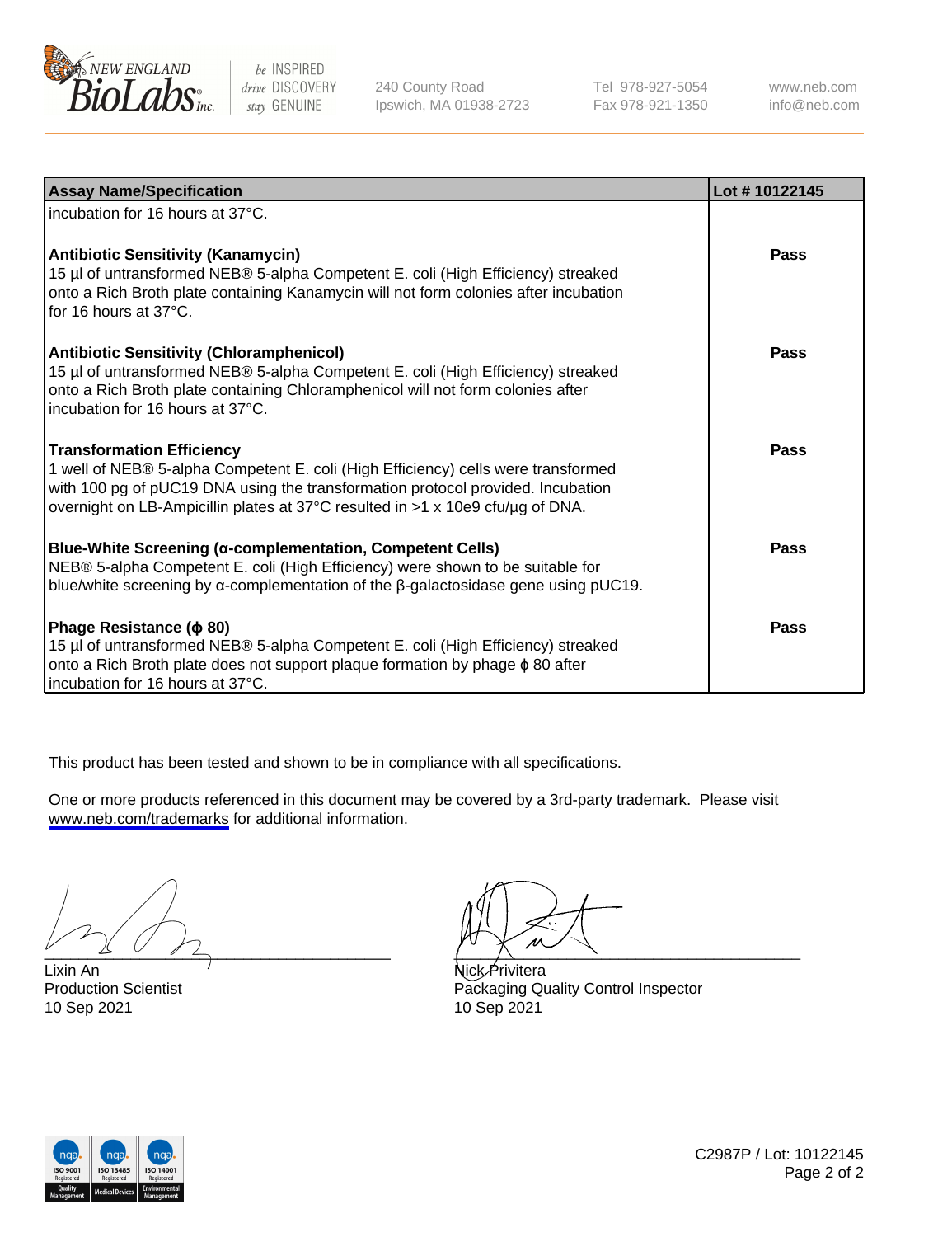| Assay Name/Specification | Lot # 10122145 |
|---|---|
| incubation for 16 hours at 37°C. | |
| **Antibiotic Sensitivity (Kanamycin)**<br>15 µl of untransformed NEB® 5-alpha Competent E. coli (High Efficiency) streaked onto a Rich Broth plate containing Kanamycin will not form colonies after incubation for 16 hours at 37°C. | Pass |
| **Antibiotic Sensitivity (Chloramphenicol)**<br>15 µl of untransformed NEB® 5-alpha Competent E. coli (High Efficiency) streaked onto a Rich Broth plate containing Chloramphenicol will not form colonies after incubation for 16 hours at 37°C. | Pass |
| **Transformation Efficiency**<br>1 well of NEB® 5-alpha Competent E. coli (High Efficiency) cells were transformed with 100 pg of pUC19 DNA using the transformation protocol provided. Incubation overnight on LB-Ampicillin plates at 37°C resulted in >1 x 10e9 cfu/µg of DNA. | Pass |
| **Blue-White Screening (α-complementation, Competent Cells)**<br>NEB® 5-alpha Competent E. coli (High Efficiency) were shown to be suitable for blue/white screening by α-complementation of the β-galactosidase gene using pUC19. | Pass |
| **Phage Resistance (ϕ 80)**<br>15 µl of untransformed NEB® 5-alpha Competent E. coli (High Efficiency) streaked onto a Rich Broth plate does not support plaque formation by phage ϕ 80 after incubation for 16 hours at 37°C. | Pass |

This product has been tested and shown to be in compliance with all specifications.

One or more products referenced in this document may be covered by a 3rd-party trademark. Please visit www.neb.com/trademarks for additional information.

Lixin An
Production Scientist
10 Sep 2021

Nick Privitera
Packaging Quality Control Inspector
10 Sep 2021

C2987P / Lot: 10122145